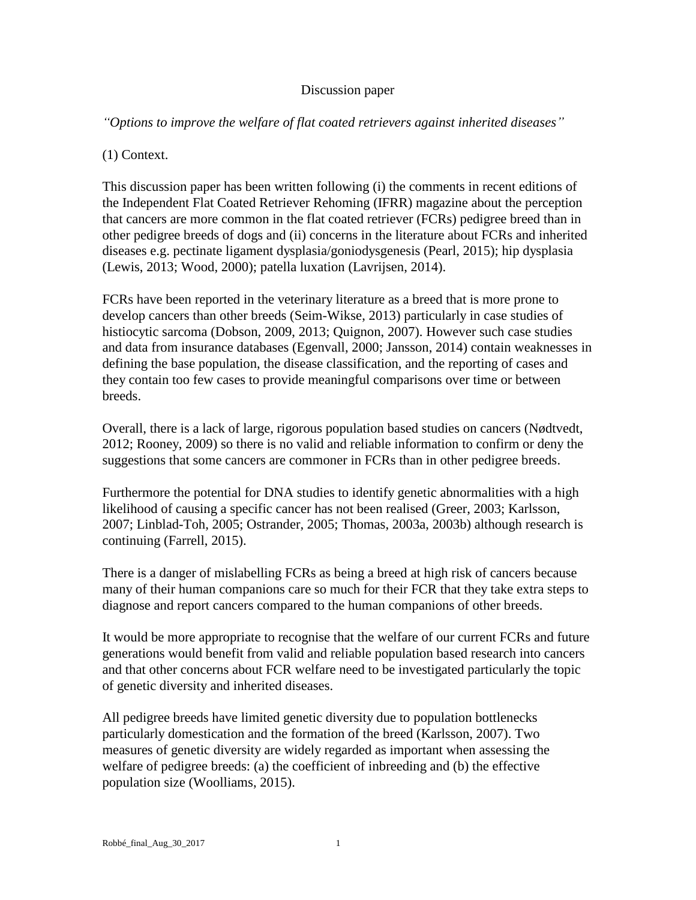Discussion paper

*"Options to improve the welfare of flat coated retrievers against inherited diseases"*

(1) Context.

This discussion paper has been written following (i) the comments in recent editions of the Independent Flat Coated Retriever Rehoming (IFRR) magazine about the perception that cancers are more common in the flat coated retriever (FCRs) pedigree breed than in other pedigree breeds of dogs and (ii) concerns in the literature about FCRs and inherited diseases e.g. pectinate ligament dysplasia/goniodysgenesis (Pearl, 2015); hip dysplasia (Lewis, 2013; Wood, 2000); patella luxation (Lavrijsen, 2014).

FCRs have been reported in the veterinary literature as a breed that is more prone to develop cancers than other breeds (Seim-Wikse, 2013) particularly in case studies of histiocytic sarcoma (Dobson, 2009, 2013; Quignon, 2007). However such case studies and data from insurance databases (Egenvall, 2000; Jansson, 2014) contain weaknesses in defining the base population, the disease classification, and the reporting of cases and they contain too few cases to provide meaningful comparisons over time or between breeds.

Overall, there is a lack of large, rigorous population based studies on cancers (Nødtvedt, 2012; Rooney, 2009) so there is no valid and reliable information to confirm or deny the suggestions that some cancers are commoner in FCRs than in other pedigree breeds.

Furthermore the potential for DNA studies to identify genetic abnormalities with a high likelihood of causing a specific cancer has not been realised (Greer, 2003; Karlsson, 2007; Linblad-Toh, 2005; Ostrander, 2005; Thomas, 2003a, 2003b) although research is continuing (Farrell, 2015).

There is a danger of mislabelling FCRs as being a breed at high risk of cancers because many of their human companions care so much for their FCR that they take extra steps to diagnose and report cancers compared to the human companions of other breeds.

It would be more appropriate to recognise that the welfare of our current FCRs and future generations would benefit from valid and reliable population based research into cancers and that other concerns about FCR welfare need to be investigated particularly the topic of genetic diversity and inherited diseases.

All pedigree breeds have limited genetic diversity due to population bottlenecks particularly domestication and the formation of the breed (Karlsson, 2007). Two measures of genetic diversity are widely regarded as important when assessing the welfare of pedigree breeds: (a) the coefficient of inbreeding and (b) the effective population size (Woolliams, 2015).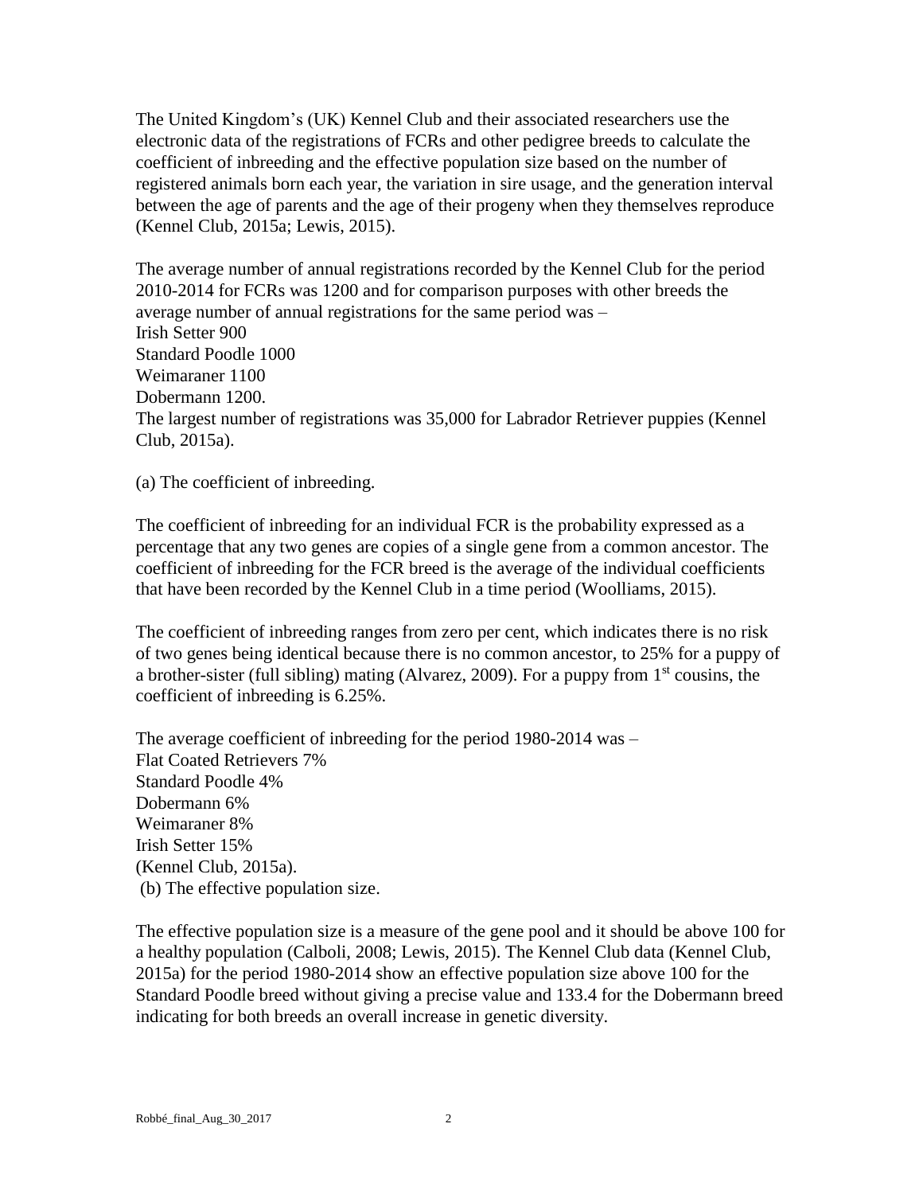The United Kingdom's (UK) Kennel Club and their associated researchers use the electronic data of the registrations of FCRs and other pedigree breeds to calculate the coefficient of inbreeding and the effective population size based on the number of registered animals born each year, the variation in sire usage, and the generation interval between the age of parents and the age of their progeny when they themselves reproduce (Kennel Club, 2015a; Lewis, 2015).

The average number of annual registrations recorded by the Kennel Club for the period 2010-2014 for FCRs was 1200 and for comparison purposes with other breeds the average number of annual registrations for the same period was –
Irish Setter 900
Standard Poodle 1000
Weimaraner 1100
Dobermann 1200.
The largest number of registrations was 35,000 for Labrador Retriever puppies (Kennel Club, 2015a).

(a) The coefficient of inbreeding.

The coefficient of inbreeding for an individual FCR is the probability expressed as a percentage that any two genes are copies of a single gene from a common ancestor. The coefficient of inbreeding for the FCR breed is the average of the individual coefficients that have been recorded by the Kennel Club in a time period (Woolliams, 2015).

The coefficient of inbreeding ranges from zero per cent, which indicates there is no risk of two genes being identical because there is no common ancestor, to 25% for a puppy of a brother-sister (full sibling) mating (Alvarez, 2009). For a puppy from 1st cousins, the coefficient of inbreeding is 6.25%.

The average coefficient of inbreeding for the period 1980-2014 was –
Flat Coated Retrievers 7%
Standard Poodle 4%
Dobermann 6%
Weimaraner 8%
Irish Setter 15%
(Kennel Club, 2015a).

(b) The effective population size.

The effective population size is a measure of the gene pool and it should be above 100 for a healthy population (Calboli, 2008; Lewis, 2015). The Kennel Club data (Kennel Club, 2015a) for the period 1980-2014 show an effective population size above 100 for the Standard Poodle breed without giving a precise value and 133.4 for the Dobermann breed indicating for both breeds an overall increase in genetic diversity.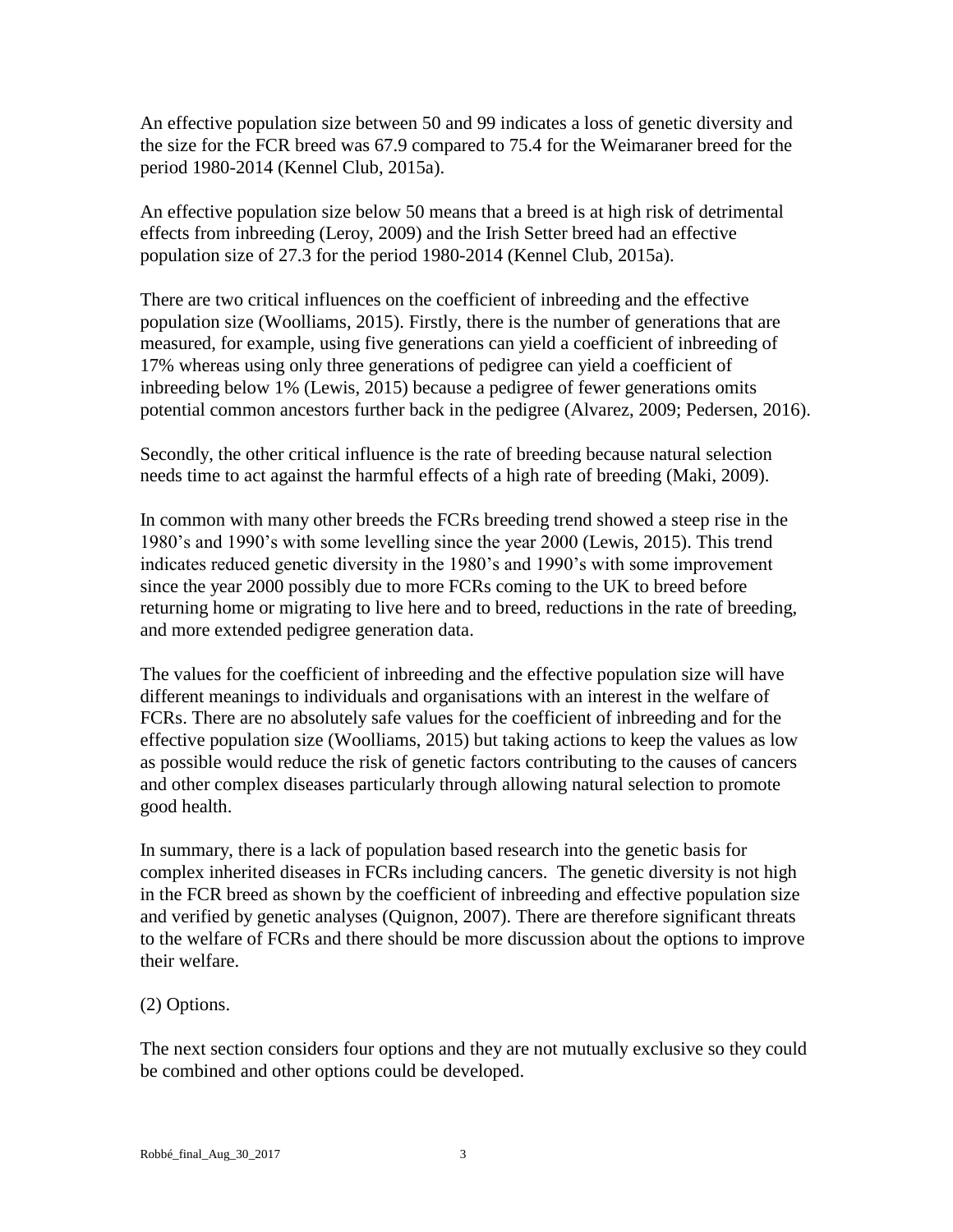An effective population size between 50 and 99 indicates a loss of genetic diversity and the size for the FCR breed was 67.9 compared to 75.4 for the Weimaraner breed for the period 1980-2014 (Kennel Club, 2015a).

An effective population size below 50 means that a breed is at high risk of detrimental effects from inbreeding (Leroy, 2009) and the Irish Setter breed had an effective population size of 27.3 for the period 1980-2014 (Kennel Club, 2015a).

There are two critical influences on the coefficient of inbreeding and the effective population size (Woolliams, 2015). Firstly, there is the number of generations that are measured, for example, using five generations can yield a coefficient of inbreeding of 17% whereas using only three generations of pedigree can yield a coefficient of inbreeding below 1% (Lewis, 2015) because a pedigree of fewer generations omits potential common ancestors further back in the pedigree (Alvarez, 2009; Pedersen, 2016).

Secondly, the other critical influence is the rate of breeding because natural selection needs time to act against the harmful effects of a high rate of breeding (Maki, 2009).

In common with many other breeds the FCRs breeding trend showed a steep rise in the 1980's and 1990's with some levelling since the year 2000 (Lewis, 2015). This trend indicates reduced genetic diversity in the 1980's and 1990's with some improvement since the year 2000 possibly due to more FCRs coming to the UK to breed before returning home or migrating to live here and to breed, reductions in the rate of breeding, and more extended pedigree generation data.

The values for the coefficient of inbreeding and the effective population size will have different meanings to individuals and organisations with an interest in the welfare of FCRs. There are no absolutely safe values for the coefficient of inbreeding and for the effective population size (Woolliams, 2015) but taking actions to keep the values as low as possible would reduce the risk of genetic factors contributing to the causes of cancers and other complex diseases particularly through allowing natural selection to promote good health.

In summary, there is a lack of population based research into the genetic basis for complex inherited diseases in FCRs including cancers. The genetic diversity is not high in the FCR breed as shown by the coefficient of inbreeding and effective population size and verified by genetic analyses (Quignon, 2007). There are therefore significant threats to the welfare of FCRs and there should be more discussion about the options to improve their welfare.

(2) Options.

The next section considers four options and they are not mutually exclusive so they could be combined and other options could be developed.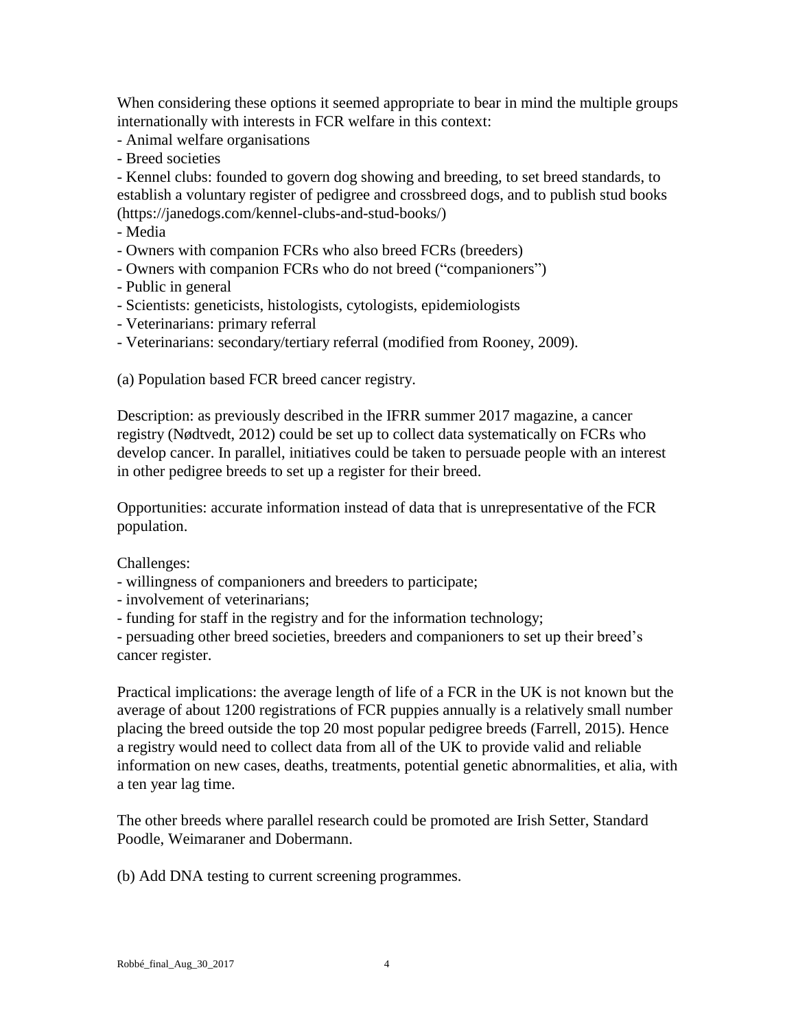When considering these options it seemed appropriate to bear in mind the multiple groups internationally with interests in FCR welfare in this context:

- Animal welfare organisations
- Breed societies
- Kennel clubs: founded to govern dog showing and breeding, to set breed standards, to establish a voluntary register of pedigree and crossbreed dogs, and to publish stud books (https://janedogs.com/kennel-clubs-and-stud-books/)
- Media
- Owners with companion FCRs who also breed FCRs (breeders)
- Owners with companion FCRs who do not breed ("companioners")
- Public in general
- Scientists: geneticists, histologists, cytologists, epidemiologists
- Veterinarians: primary referral
- Veterinarians: secondary/tertiary referral (modified from Rooney, 2009).

(a) Population based FCR breed cancer registry.

Description: as previously described in the IFRR summer 2017 magazine, a cancer registry (Nødtvedt, 2012) could be set up to collect data systematically on FCRs who develop cancer. In parallel, initiatives could be taken to persuade people with an interest in other pedigree breeds to set up a register for their breed.

Opportunities: accurate information instead of data that is unrepresentative of the FCR population.

Challenges:

- willingness of companioners and breeders to participate;
- involvement of veterinarians;
- funding for staff in the registry and for the information technology;
- persuading other breed societies, breeders and companioners to set up their breed's cancer register.

Practical implications: the average length of life of a FCR in the UK is not known but the average of about 1200 registrations of FCR puppies annually is a relatively small number placing the breed outside the top 20 most popular pedigree breeds (Farrell, 2015). Hence a registry would need to collect data from all of the UK to provide valid and reliable information on new cases, deaths, treatments, potential genetic abnormalities, et alia, with a ten year lag time.

The other breeds where parallel research could be promoted are Irish Setter, Standard Poodle, Weimaraner and Dobermann.

(b) Add DNA testing to current screening programmes.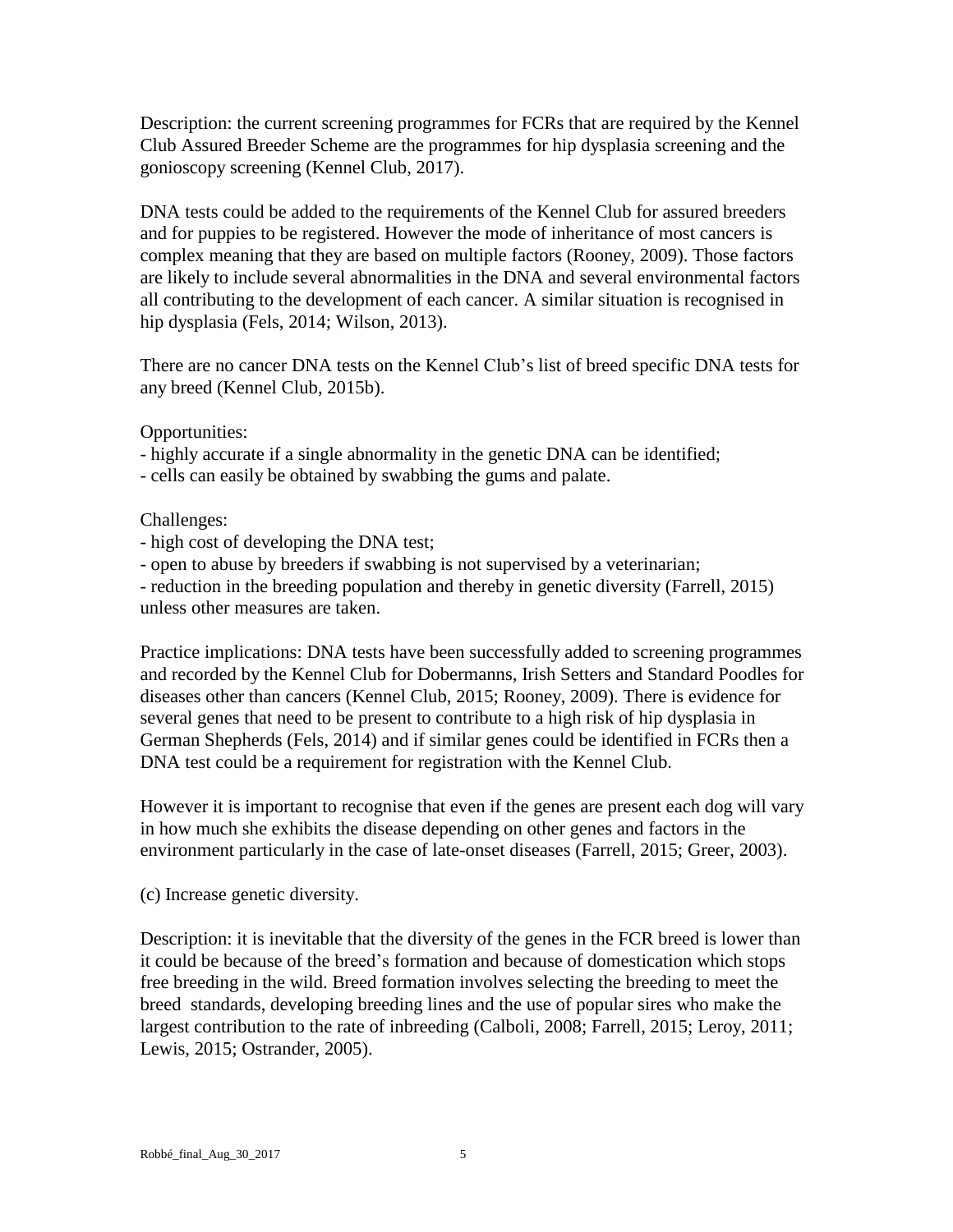Description: the current screening programmes for FCRs that are required by the Kennel Club Assured Breeder Scheme are the programmes for hip dysplasia screening and the gonioscopy screening (Kennel Club, 2017).

DNA tests could be added to the requirements of the Kennel Club for assured breeders and for puppies to be registered. However the mode of inheritance of most cancers is complex meaning that they are based on multiple factors (Rooney, 2009). Those factors are likely to include several abnormalities in the DNA and several environmental factors all contributing to the development of each cancer. A similar situation is recognised in hip dysplasia (Fels, 2014; Wilson, 2013).

There are no cancer DNA tests on the Kennel Club's list of breed specific DNA tests for any breed (Kennel Club, 2015b).

Opportunities:

- highly accurate if a single abnormality in the genetic DNA can be identified;
- cells can easily be obtained by swabbing the gums and palate.

Challenges:

- high cost of developing the DNA test;
- open to abuse by breeders if swabbing is not supervised by a veterinarian;
- reduction in the breeding population and thereby in genetic diversity (Farrell, 2015) unless other measures are taken.

Practice implications: DNA tests have been successfully added to screening programmes and recorded by the Kennel Club for Dobermanns, Irish Setters and Standard Poodles for diseases other than cancers (Kennel Club, 2015; Rooney, 2009). There is evidence for several genes that need to be present to contribute to a high risk of hip dysplasia in German Shepherds (Fels, 2014) and if similar genes could be identified in FCRs then a DNA test could be a requirement for registration with the Kennel Club.

However it is important to recognise that even if the genes are present each dog will vary in how much she exhibits the disease depending on other genes and factors in the environment particularly in the case of late-onset diseases (Farrell, 2015; Greer, 2003).

(c) Increase genetic diversity.

Description: it is inevitable that the diversity of the genes in the FCR breed is lower than it could be because of the breed's formation and because of domestication which stops free breeding in the wild. Breed formation involves selecting the breeding to meet the breed standards, developing breeding lines and the use of popular sires who make the largest contribution to the rate of inbreeding (Calboli, 2008; Farrell, 2015; Leroy, 2011; Lewis, 2015; Ostrander, 2005).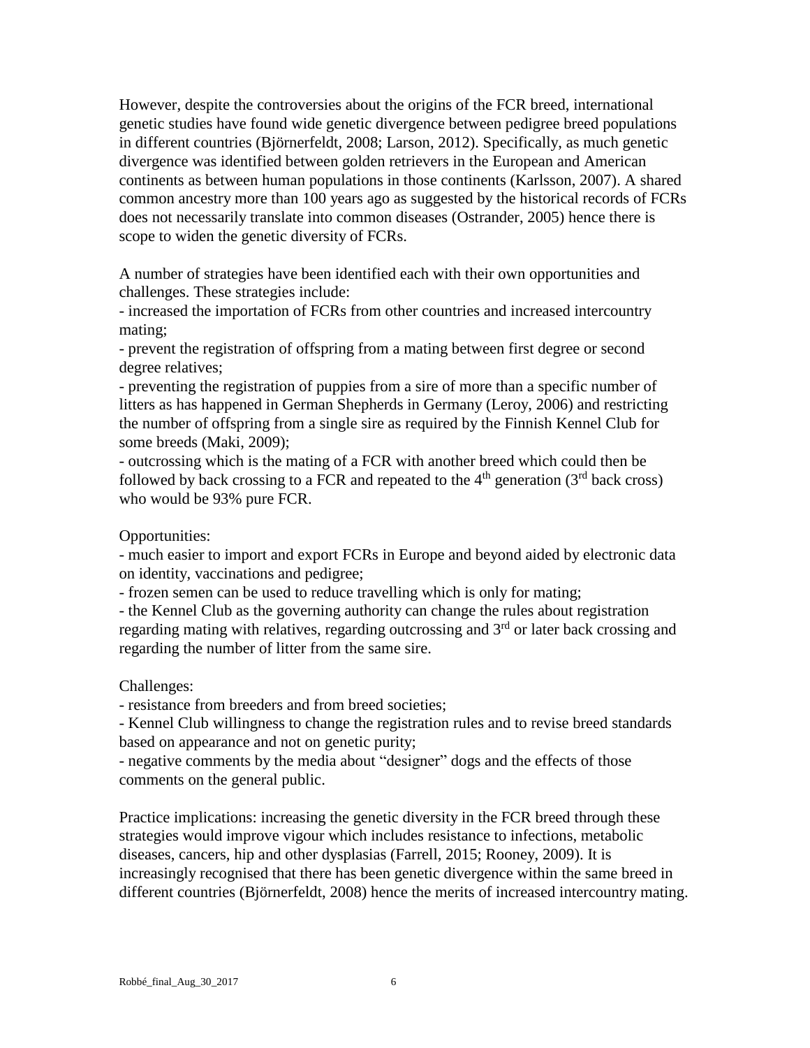However, despite the controversies about the origins of the FCR breed, international genetic studies have found wide genetic divergence between pedigree breed populations in different countries (Björnerfeldt, 2008; Larson, 2012). Specifically, as much genetic divergence was identified between golden retrievers in the European and American continents as between human populations in those continents (Karlsson, 2007). A shared common ancestry more than 100 years ago as suggested by the historical records of FCRs does not necessarily translate into common diseases (Ostrander, 2005) hence there is scope to widen the genetic diversity of FCRs.

A number of strategies have been identified each with their own opportunities and challenges. These strategies include:

- increased the importation of FCRs from other countries and increased intercountry mating;
- prevent the registration of offspring from a mating between first degree or second degree relatives;
- preventing the registration of puppies from a sire of more than a specific number of litters as has happened in German Shepherds in Germany (Leroy, 2006) and restricting the number of offspring from a single sire as required by the Finnish Kennel Club for some breeds (Maki, 2009);
- outcrossing which is the mating of a FCR with another breed which could then be followed by back crossing to a FCR and repeated to the 4th generation (3rd back cross) who would be 93% pure FCR.

Opportunities:

- much easier to import and export FCRs in Europe and beyond aided by electronic data on identity, vaccinations and pedigree;
- frozen semen can be used to reduce travelling which is only for mating;
- the Kennel Club as the governing authority can change the rules about registration regarding mating with relatives, regarding outcrossing and 3rd or later back crossing and regarding the number of litter from the same sire.

Challenges:

- resistance from breeders and from breed societies;
- Kennel Club willingness to change the registration rules and to revise breed standards based on appearance and not on genetic purity;
- negative comments by the media about "designer" dogs and the effects of those comments on the general public.

Practice implications: increasing the genetic diversity in the FCR breed through these strategies would improve vigour which includes resistance to infections, metabolic diseases, cancers, hip and other dysplasias (Farrell, 2015; Rooney, 2009). It is increasingly recognised that there has been genetic divergence within the same breed in different countries (Björnerfeldt, 2008) hence the merits of increased intercountry mating.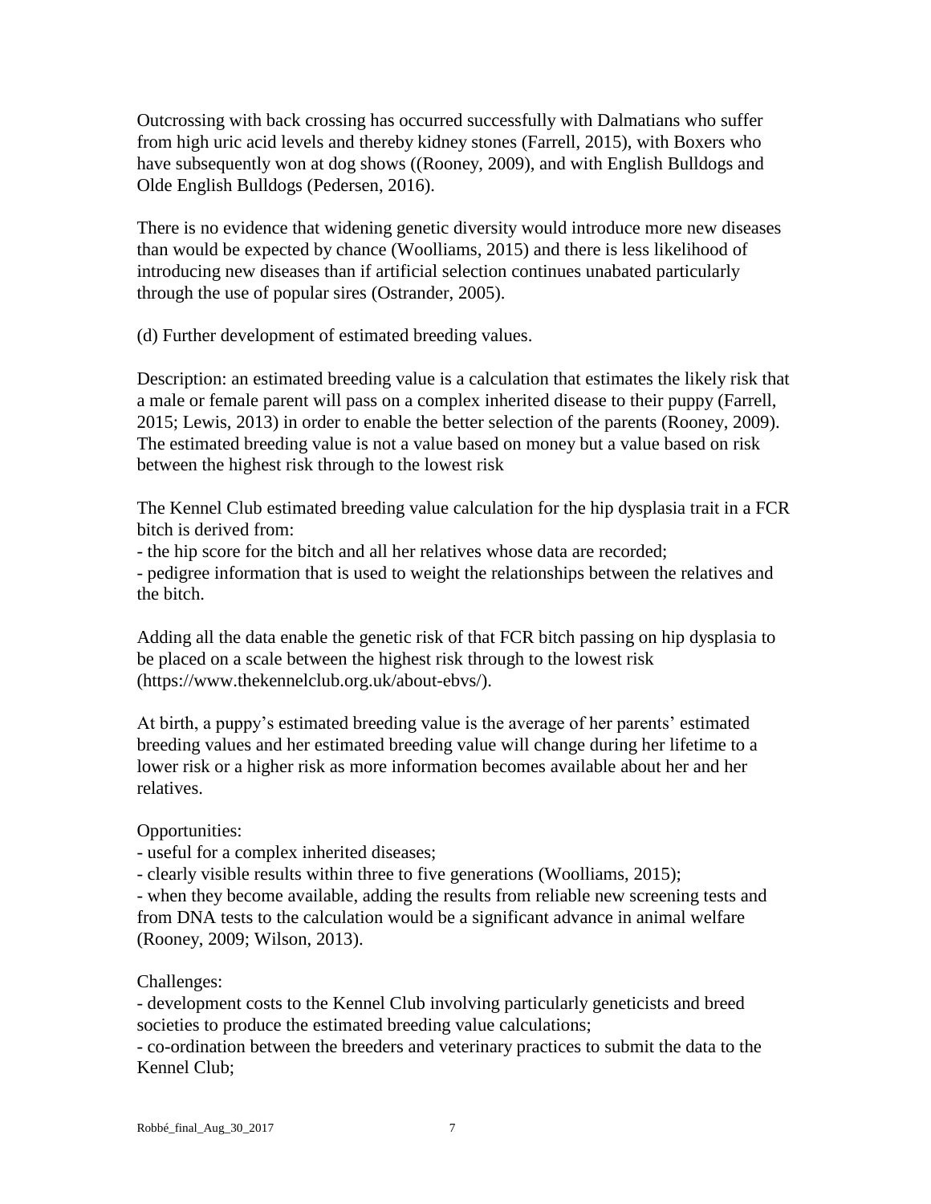Outcrossing with back crossing has occurred successfully with Dalmatians who suffer from high uric acid levels and thereby kidney stones (Farrell, 2015), with Boxers who have subsequently won at dog shows ((Rooney, 2009), and with English Bulldogs and Olde English Bulldogs (Pedersen, 2016).

There is no evidence that widening genetic diversity would introduce more new diseases than would be expected by chance (Woolliams, 2015) and there is less likelihood of introducing new diseases than if artificial selection continues unabated particularly through the use of popular sires (Ostrander, 2005).

(d) Further development of estimated breeding values.

Description: an estimated breeding value is a calculation that estimates the likely risk that a male or female parent will pass on a complex inherited disease to their puppy (Farrell, 2015; Lewis, 2013) in order to enable the better selection of the parents (Rooney, 2009). The estimated breeding value is not a value based on money but a value based on risk between the highest risk through to the lowest risk

The Kennel Club estimated breeding value calculation for the hip dysplasia trait in a FCR bitch is derived from:

- the hip score for the bitch and all her relatives whose data are recorded;
- pedigree information that is used to weight the relationships between the relatives and the bitch.

Adding all the data enable the genetic risk of that FCR bitch passing on hip dysplasia to be placed on a scale between the highest risk through to the lowest risk (https://www.thekennelclub.org.uk/about-ebvs/).

At birth, a puppy's estimated breeding value is the average of her parents' estimated breeding values and her estimated breeding value will change during her lifetime to a lower risk or a higher risk as more information becomes available about her and her relatives.

Opportunities:

- useful for a complex inherited diseases;
- clearly visible results within three to five generations (Woolliams, 2015);
- when they become available, adding the results from reliable new screening tests and from DNA tests to the calculation would be a significant advance in animal welfare (Rooney, 2009; Wilson, 2013).

Challenges:

- development costs to the Kennel Club involving particularly geneticists and breed societies to produce the estimated breeding value calculations;
- co-ordination between the breeders and veterinary practices to submit the data to the Kennel Club;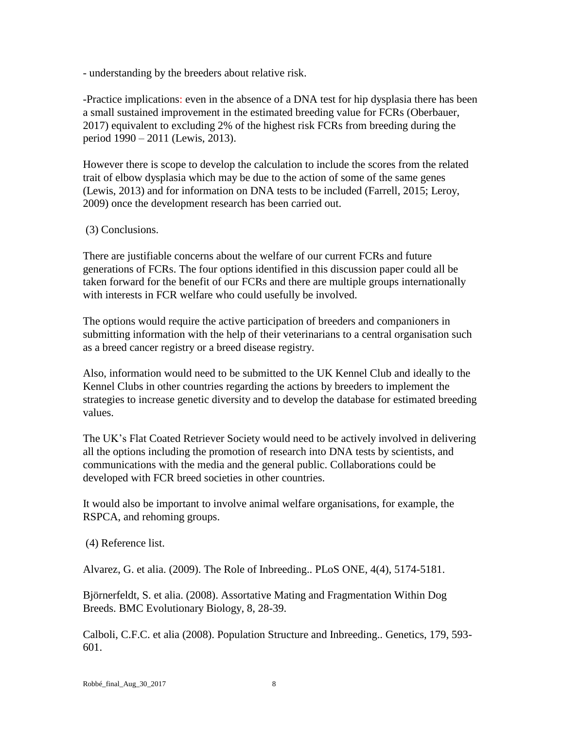- understanding by the breeders about relative risk.

-Practice implications: even in the absence of a DNA test for hip dysplasia there has been a small sustained improvement in the estimated breeding value for FCRs (Oberbauer, 2017) equivalent to excluding 2% of the highest risk FCRs from breeding during the period 1990 – 2011 (Lewis, 2013).

However there is scope to develop the calculation to include the scores from the related trait of elbow dysplasia which may be due to the action of some of the same genes (Lewis, 2013) and for information on DNA tests to be included (Farrell, 2015; Leroy, 2009) once the development research has been carried out.

(3) Conclusions.

There are justifiable concerns about the welfare of our current FCRs and future generations of FCRs. The four options identified in this discussion paper could all be taken forward for the benefit of our FCRs and there are multiple groups internationally with interests in FCR welfare who could usefully be involved.

The options would require the active participation of breeders and companioners in submitting information with the help of their veterinarians to a central organisation such as a breed cancer registry or a breed disease registry.

Also, information would need to be submitted to the UK Kennel Club and ideally to the Kennel Clubs in other countries regarding the actions by breeders to implement the strategies to increase genetic diversity and to develop the database for estimated breeding values.

The UK's Flat Coated Retriever Society would need to be actively involved in delivering all the options including the promotion of research into DNA tests by scientists, and communications with the media and the general public. Collaborations could be developed with FCR breed societies in other countries.

It would also be important to involve animal welfare organisations, for example, the RSPCA, and rehoming groups.

(4) Reference list.

Alvarez, G. et alia. (2009). The Role of Inbreeding.. PLoS ONE, 4(4), 5174-5181.

Björnerfeldt, S. et alia. (2008). Assortative Mating and Fragmentation Within Dog Breeds. BMC Evolutionary Biology, 8, 28-39.

Calboli, C.F.C. et alia (2008). Population Structure and Inbreeding.. Genetics, 179, 593-601.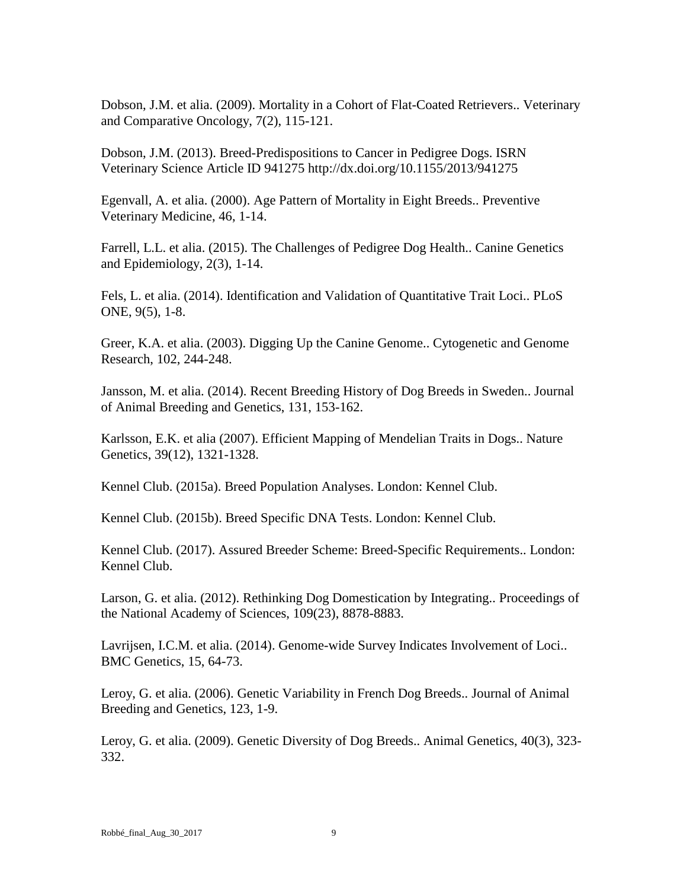Dobson, J.M. et alia. (2009). Mortality in a Cohort of Flat-Coated Retrievers.. Veterinary and Comparative Oncology, 7(2), 115-121.

Dobson, J.M. (2013). Breed-Predispositions to Cancer in Pedigree Dogs. ISRN Veterinary Science Article ID 941275 http://dx.doi.org/10.1155/2013/941275

Egenvall, A. et alia. (2000). Age Pattern of Mortality in Eight Breeds.. Preventive Veterinary Medicine, 46, 1-14.

Farrell, L.L. et alia. (2015). The Challenges of Pedigree Dog Health.. Canine Genetics and Epidemiology, 2(3), 1-14.

Fels, L. et alia. (2014). Identification and Validation of Quantitative Trait Loci.. PLoS ONE, 9(5), 1-8.

Greer, K.A. et alia. (2003). Digging Up the Canine Genome.. Cytogenetic and Genome Research, 102, 244-248.

Jansson, M. et alia. (2014). Recent Breeding History of Dog Breeds in Sweden.. Journal of Animal Breeding and Genetics, 131, 153-162.

Karlsson, E.K. et alia (2007). Efficient Mapping of Mendelian Traits in Dogs.. Nature Genetics, 39(12), 1321-1328.

Kennel Club. (2015a). Breed Population Analyses. London: Kennel Club.

Kennel Club. (2015b). Breed Specific DNA Tests. London: Kennel Club.

Kennel Club. (2017). Assured Breeder Scheme: Breed-Specific Requirements.. London: Kennel Club.

Larson, G. et alia. (2012). Rethinking Dog Domestication by Integrating.. Proceedings of the National Academy of Sciences, 109(23), 8878-8883.

Lavrijsen, I.C.M. et alia. (2014). Genome-wide Survey Indicates Involvement of Loci.. BMC Genetics, 15, 64-73.

Leroy, G. et alia. (2006). Genetic Variability in French Dog Breeds.. Journal of Animal Breeding and Genetics, 123, 1-9.

Leroy, G. et alia. (2009). Genetic Diversity of Dog Breeds.. Animal Genetics, 40(3), 323-332.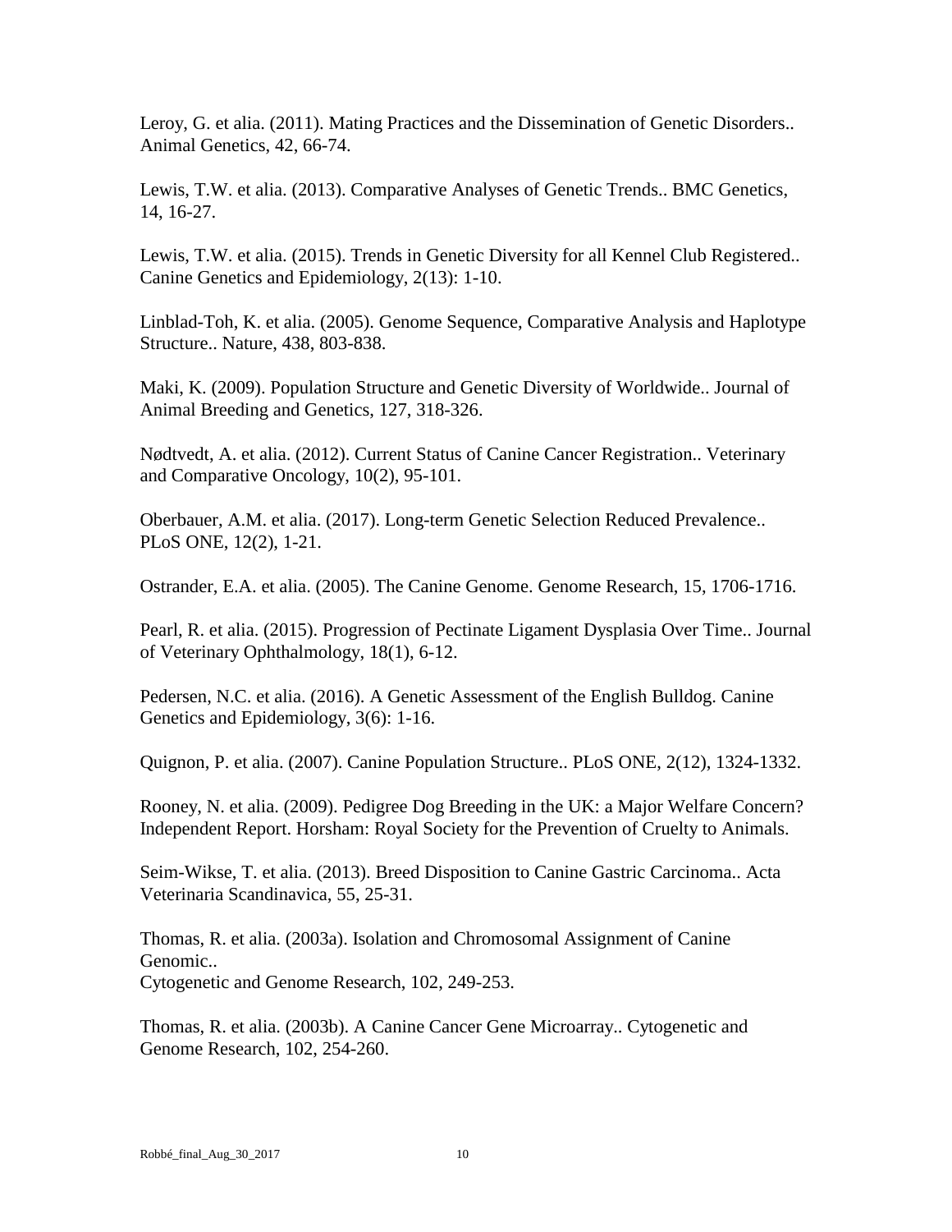Leroy, G. et alia. (2011). Mating Practices and the Dissemination of Genetic Disorders.. Animal Genetics, 42, 66-74.

Lewis, T.W. et alia. (2013). Comparative Analyses of Genetic Trends.. BMC Genetics, 14, 16-27.

Lewis, T.W. et alia. (2015). Trends in Genetic Diversity for all Kennel Club Registered.. Canine Genetics and Epidemiology, 2(13): 1-10.

Linblad-Toh, K. et alia. (2005). Genome Sequence, Comparative Analysis and Haplotype Structure.. Nature, 438, 803-838.

Maki, K. (2009). Population Structure and Genetic Diversity of Worldwide.. Journal of Animal Breeding and Genetics, 127, 318-326.

Nødtvedt, A. et alia. (2012). Current Status of Canine Cancer Registration.. Veterinary and Comparative Oncology, 10(2), 95-101.

Oberbauer, A.M. et alia. (2017). Long-term Genetic Selection Reduced Prevalence.. PLoS ONE, 12(2), 1-21.

Ostrander, E.A. et alia. (2005). The Canine Genome. Genome Research, 15, 1706-1716.

Pearl, R. et alia. (2015). Progression of Pectinate Ligament Dysplasia Over Time.. Journal of Veterinary Ophthalmology, 18(1), 6-12.

Pedersen, N.C. et alia. (2016). A Genetic Assessment of the English Bulldog. Canine Genetics and Epidemiology, 3(6): 1-16.

Quignon, P. et alia. (2007). Canine Population Structure.. PLoS ONE, 2(12), 1324-1332.

Rooney, N. et alia. (2009). Pedigree Dog Breeding in the UK: a Major Welfare Concern? Independent Report. Horsham: Royal Society for the Prevention of Cruelty to Animals.

Seim-Wikse, T. et alia. (2013). Breed Disposition to Canine Gastric Carcinoma.. Acta Veterinaria Scandinavica, 55, 25-31.

Thomas, R. et alia. (2003a). Isolation and Chromosomal Assignment of Canine Genomic..
Cytogenetic and Genome Research, 102, 249-253.

Thomas, R. et alia. (2003b). A Canine Cancer Gene Microarray.. Cytogenetic and Genome Research, 102, 254-260.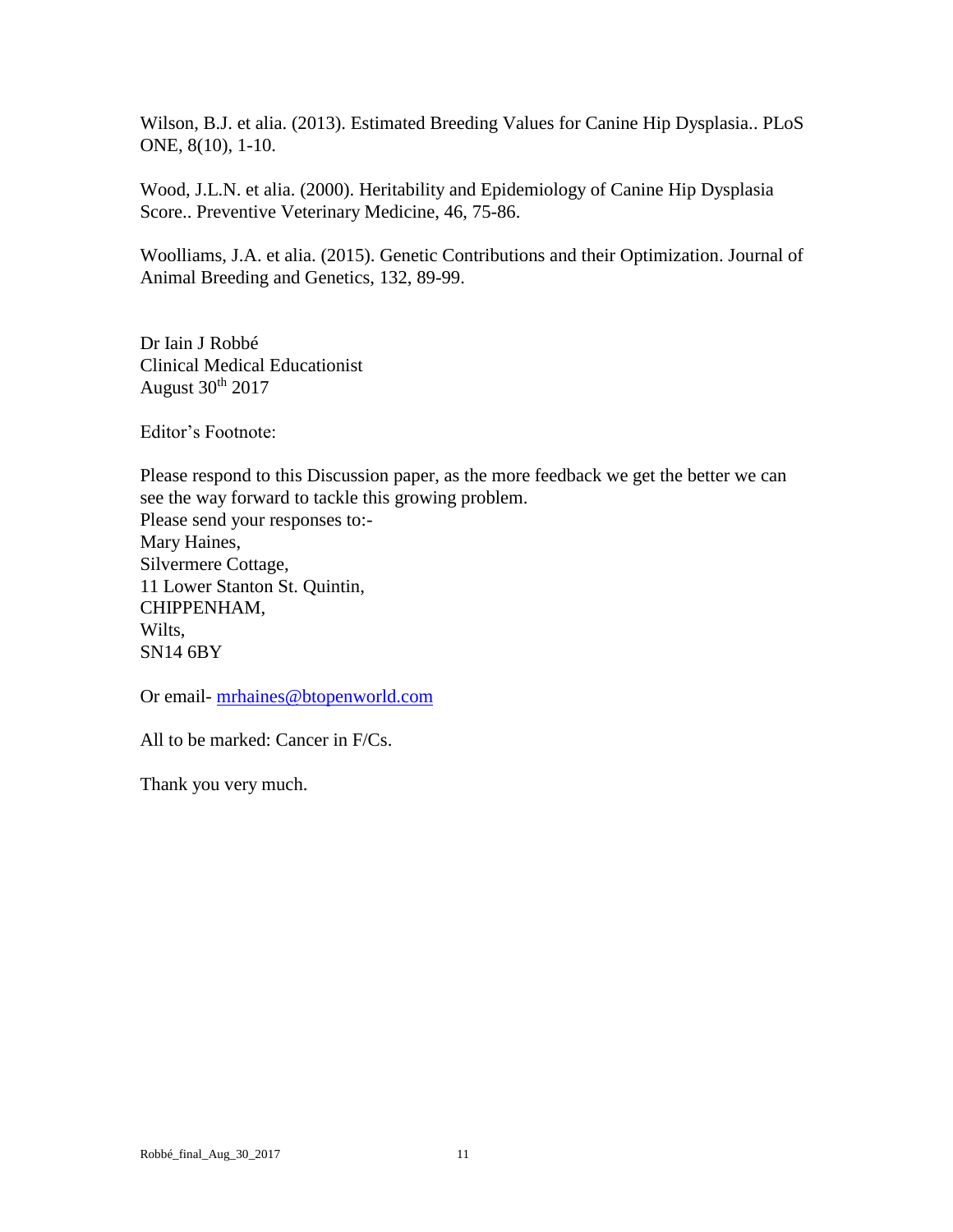Wilson, B.J. et alia. (2013). Estimated Breeding Values for Canine Hip Dysplasia.. PLoS ONE, 8(10), 1-10.

Wood, J.L.N. et alia. (2000). Heritability and Epidemiology of Canine Hip Dysplasia Score.. Preventive Veterinary Medicine, 46, 75-86.

Woolliams, J.A. et alia. (2015). Genetic Contributions and their Optimization. Journal of Animal Breeding and Genetics, 132, 89-99.

Dr Iain J Robbé
Clinical Medical Educationist
August 30th 2017

Editor's Footnote:

Please respond to this Discussion paper, as the more feedback we get the better we can see the way forward to tackle this growing problem.
Please send your responses to:-
Mary Haines,
Silvermere Cottage,
11 Lower Stanton St. Quintin,
CHIPPENHAM,
Wilts,
SN14 6BY

Or email- mrhaines@btopenworld.com

All to be marked: Cancer in F/Cs.

Thank you very much.